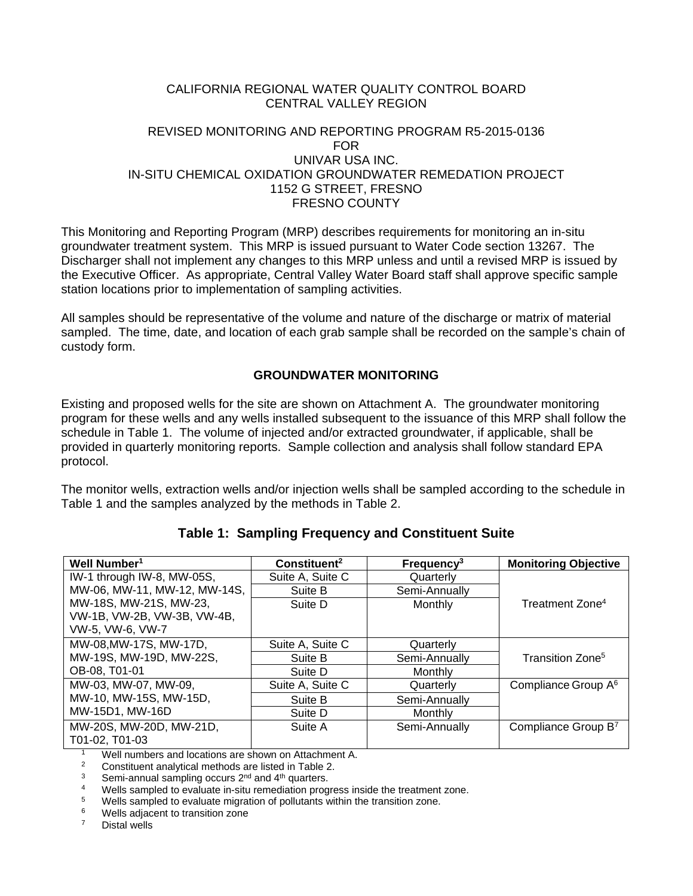CALIFORNIA REGIONAL WATER QUALITY CONTROL BOARD
CENTRAL VALLEY REGION

REVISED MONITORING AND REPORTING PROGRAM R5-2015-0136
FOR
UNIVAR USA INC.
IN-SITU CHEMICAL OXIDATION GROUNDWATER REMEDATION PROJECT
1152 G STREET, FRESNO
FRESNO COUNTY

This Monitoring and Reporting Program (MRP) describes requirements for monitoring an in-situ groundwater treatment system. This MRP is issued pursuant to Water Code section 13267. The Discharger shall not implement any changes to this MRP unless and until a revised MRP is issued by the Executive Officer. As appropriate, Central Valley Water Board staff shall approve specific sample station locations prior to implementation of sampling activities.

All samples should be representative of the volume and nature of the discharge or matrix of material sampled. The time, date, and location of each grab sample shall be recorded on the sample's chain of custody form.

## GROUNDWATER MONITORING

Existing and proposed wells for the site are shown on Attachment A. The groundwater monitoring program for these wells and any wells installed subsequent to the issuance of this MRP shall follow the schedule in Table 1. The volume of injected and/or extracted groundwater, if applicable, shall be provided in quarterly monitoring reports. Sample collection and analysis shall follow standard EPA protocol.

The monitor wells, extraction wells and/or injection wells shall be sampled according to the schedule in Table 1 and the samples analyzed by the methods in Table 2.

### Table 1: Sampling Frequency and Constituent Suite

| Well Number[1] | Constituent[2] | Frequency[3] | Monitoring Objective |
|---|---|---|---|
| IW-1 through IW-8, MW-05S, MW-06, MW-11, MW-12, MW-14S, MW-18S, MW-21S, MW-23, VW-1B, VW-2B, VW-3B, VW-4B, VW-5, VW-6, VW-7 | Suite A, Suite C | Quarterly | Treatment Zone[4] |
| | Suite B | Semi-Annually | |
| | Suite D | Monthly | |
| MW-08, MW-17S, MW-17D, MW-19S, MW-19D, MW-22S, OB-08, T01-01 | Suite A, Suite C | Quarterly | Transition Zone[5] |
| | Suite B | Semi-Annually | |
| | Suite D | Monthly | |
| MW-03, MW-07, MW-09, MW-10, MW-15S, MW-15D, MW-15D1, MW-16D | Suite A, Suite C | Quarterly | Compliance Group A[6] |
| | Suite B | Semi-Annually | |
| | Suite D | Monthly | |
| MW-20S, MW-20D, MW-21D, T01-02, T01-03 | Suite A | Semi-Annually | Compliance Group B[7] |

[1] Well numbers and locations are shown on Attachment A.
[2] Constituent analytical methods are listed in Table 2.
[3] Semi-annual sampling occurs 2nd and 4th quarters.
[4] Wells sampled to evaluate in-situ remediation progress inside the treatment zone.
[5] Wells sampled to evaluate migration of pollutants within the transition zone.
[6] Wells adjacent to transition zone
[7] Distal wells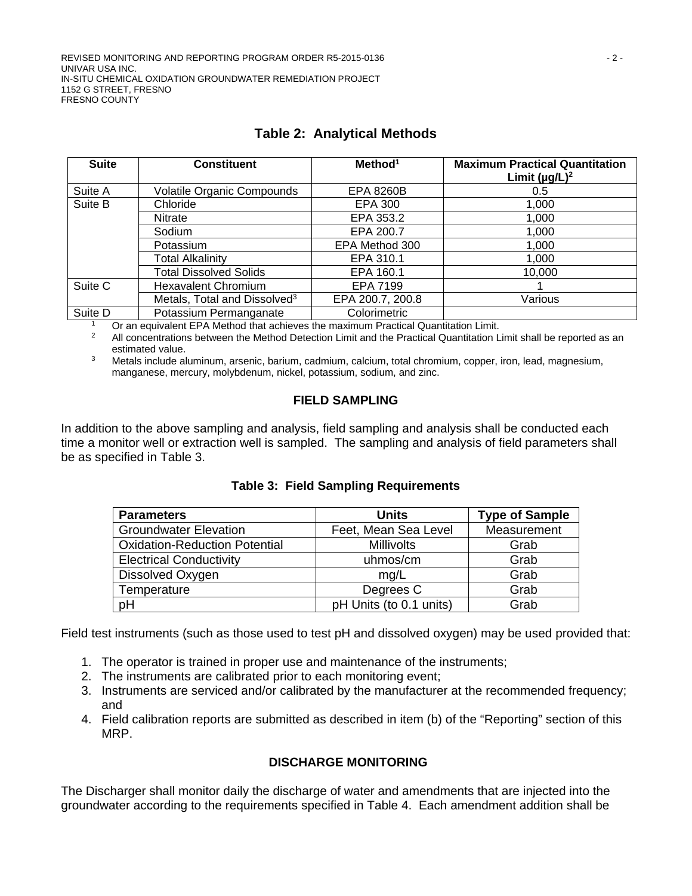**Table 2: Analytical Methods**

| Suite | Constituent | Method[1] | Maximum Practical Quantitation Limit (µg/L)[2] |
|---|---|---|---|
| Suite A | Volatile Organic Compounds | EPA 8260B | 0.5 |
| Suite B | Chloride | EPA 300 | 1,000 |
| | Nitrate | EPA 353.2 | 1,000 |
| | Sodium | EPA 200.7 | 1,000 |
| | Potassium | EPA Method 300 | 1,000 |
| | Total Alkalinity | EPA 310.1 | 1,000 |
| | Total Dissolved Solids | EPA 160.1 | 10,000 |
| Suite C | Hexavalent Chromium | EPA 7199 | 1 |
| | Metals, Total and Dissolved[3] | EPA 200.7, 200.8 | Various |
| Suite D | Potassium Permanganate | Colorimetric | |

[1] Or an equivalent EPA Method that achieves the maximum Practical Quantitation Limit.

[2] All concentrations between the Method Detection Limit and the Practical Quantitation Limit shall be reported as an estimated value.

[3] Metals include aluminum, arsenic, barium, cadmium, calcium, total chromium, copper, iron, lead, magnesium, manganese, mercury, molybdenum, nickel, potassium, sodium, and zinc.

## FIELD SAMPLING

In addition to the above sampling and analysis, field sampling and analysis shall be conducted each time a monitor well or extraction well is sampled. The sampling and analysis of field parameters shall be as specified in Table 3.

**Table 3: Field Sampling Requirements**

| Parameters | Units | Type of Sample |
|---|---|---|
| Groundwater Elevation | Feet, Mean Sea Level | Measurement |
| Oxidation-Reduction Potential | Millivolts | Grab |
| Electrical Conductivity | uhmos/cm | Grab |
| Dissolved Oxygen | mg/L | Grab |
| Temperature | Degrees C | Grab |
| pH | pH Units (to 0.1 units) | Grab |

Field test instruments (such as those used to test pH and dissolved oxygen) may be used provided that:

1. The operator is trained in proper use and maintenance of the instruments;
2. The instruments are calibrated prior to each monitoring event;
3. Instruments are serviced and/or calibrated by the manufacturer at the recommended frequency; and
4. Field calibration reports are submitted as described in item (b) of the "Reporting" section of this MRP.

## DISCHARGE MONITORING

The Discharger shall monitor daily the discharge of water and amendments that are injected into the groundwater according to the requirements specified in Table 4. Each amendment addition shall be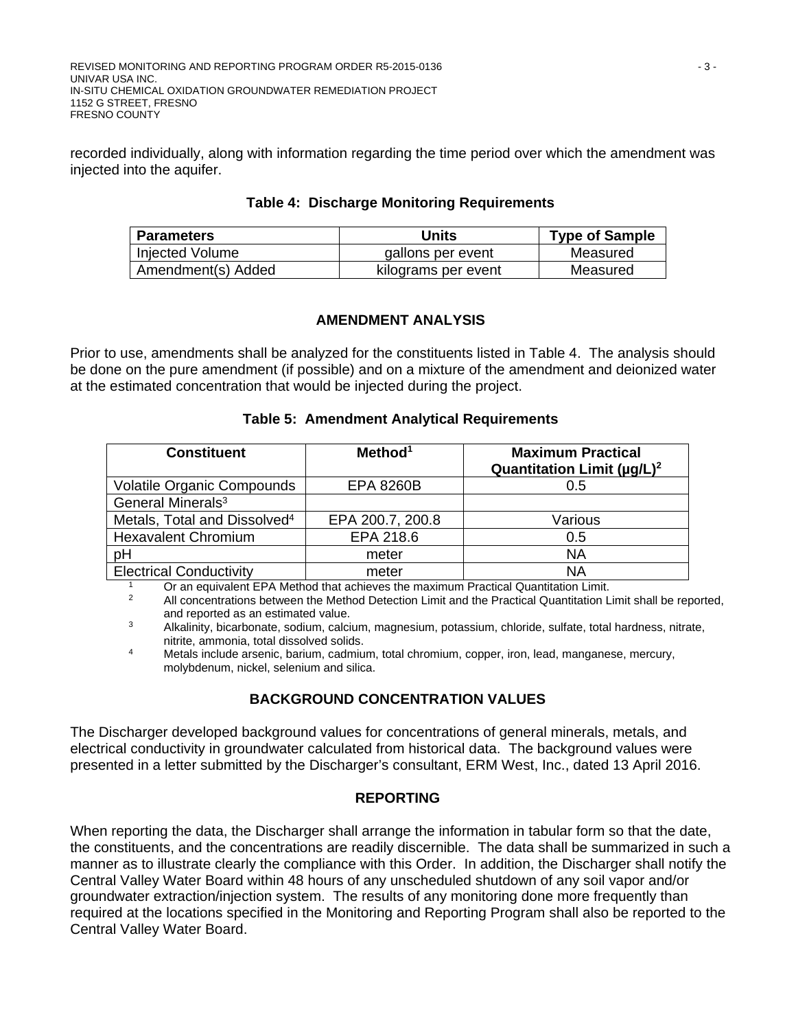recorded individually, along with information regarding the time period over which the amendment was injected into the aquifer.

**Table 4: Discharge Monitoring Requirements**

| Parameters | Units | Type of Sample |
|---|---|---|
| Injected Volume | gallons per event | Measured |
| Amendment(s) Added | kilograms per event | Measured |

## AMENDMENT ANALYSIS

Prior to use, amendments shall be analyzed for the constituents listed in Table 4. The analysis should be done on the pure amendment (if possible) and on a mixture of the amendment and deionized water at the estimated concentration that would be injected during the project.

**Table 5: Amendment Analytical Requirements**

| Constituent | Method[1] | Maximum Practical Quantitation Limit (µg/L)[2] |
|---|---|---|
| Volatile Organic Compounds | EPA 8260B | 0.5 |
| General Minerals[3] | | |
| Metals, Total and Dissolved[4] | EPA 200.7, 200.8 | Various |
| Hexavalent Chromium | EPA 218.6 | 0.5 |
| pH | meter | NA |
| Electrical Conductivity | meter | NA |

[1] Or an equivalent EPA Method that achieves the maximum Practical Quantitation Limit.
[2] All concentrations between the Method Detection Limit and the Practical Quantitation Limit shall be reported, and reported as an estimated value.
[3] Alkalinity, bicarbonate, sodium, calcium, magnesium, potassium, chloride, sulfate, total hardness, nitrate, nitrite, ammonia, total dissolved solids.
[4] Metals include arsenic, barium, cadmium, total chromium, copper, iron, lead, manganese, mercury, molybdenum, nickel, selenium and silica.

## BACKGROUND CONCENTRATION VALUES

The Discharger developed background values for concentrations of general minerals, metals, and electrical conductivity in groundwater calculated from historical data. The background values were presented in a letter submitted by the Discharger's consultant, ERM West, Inc., dated 13 April 2016.

## REPORTING

When reporting the data, the Discharger shall arrange the information in tabular form so that the date, the constituents, and the concentrations are readily discernible. The data shall be summarized in such a manner as to illustrate clearly the compliance with this Order. In addition, the Discharger shall notify the Central Valley Water Board within 48 hours of any unscheduled shutdown of any soil vapor and/or groundwater extraction/injection system. The results of any monitoring done more frequently than required at the locations specified in the Monitoring and Reporting Program shall also be reported to the Central Valley Water Board.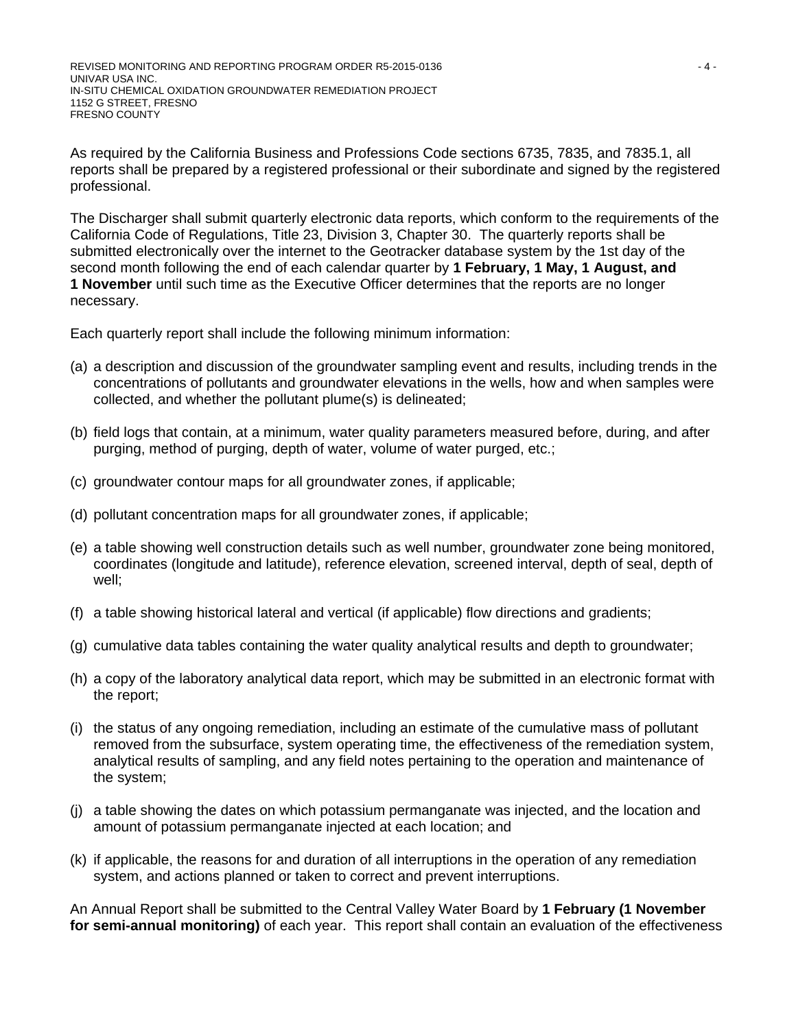As required by the California Business and Professions Code sections 6735, 7835, and 7835.1, all reports shall be prepared by a registered professional or their subordinate and signed by the registered professional.

The Discharger shall submit quarterly electronic data reports, which conform to the requirements of the California Code of Regulations, Title 23, Division 3, Chapter 30. The quarterly reports shall be submitted electronically over the internet to the Geotracker database system by the 1st day of the second month following the end of each calendar quarter by **1 February, 1 May, 1 August, and 1 November** until such time as the Executive Officer determines that the reports are no longer necessary.

Each quarterly report shall include the following minimum information:

(a) a description and discussion of the groundwater sampling event and results, including trends in the concentrations of pollutants and groundwater elevations in the wells, how and when samples were collected, and whether the pollutant plume(s) is delineated;

(b) field logs that contain, at a minimum, water quality parameters measured before, during, and after purging, method of purging, depth of water, volume of water purged, etc.;

(c) groundwater contour maps for all groundwater zones, if applicable;

(d) pollutant concentration maps for all groundwater zones, if applicable;

(e) a table showing well construction details such as well number, groundwater zone being monitored, coordinates (longitude and latitude), reference elevation, screened interval, depth of seal, depth of well;

(f) a table showing historical lateral and vertical (if applicable) flow directions and gradients;

(g) cumulative data tables containing the water quality analytical results and depth to groundwater;

(h) a copy of the laboratory analytical data report, which may be submitted in an electronic format with the report;

(i) the status of any ongoing remediation, including an estimate of the cumulative mass of pollutant removed from the subsurface, system operating time, the effectiveness of the remediation system, analytical results of sampling, and any field notes pertaining to the operation and maintenance of the system;

(j) a table showing the dates on which potassium permanganate was injected, and the location and amount of potassium permanganate injected at each location; and

(k) if applicable, the reasons for and duration of all interruptions in the operation of any remediation system, and actions planned or taken to correct and prevent interruptions.

An Annual Report shall be submitted to the Central Valley Water Board by **1 February (1 November for semi-annual monitoring)** of each year. This report shall contain an evaluation of the effectiveness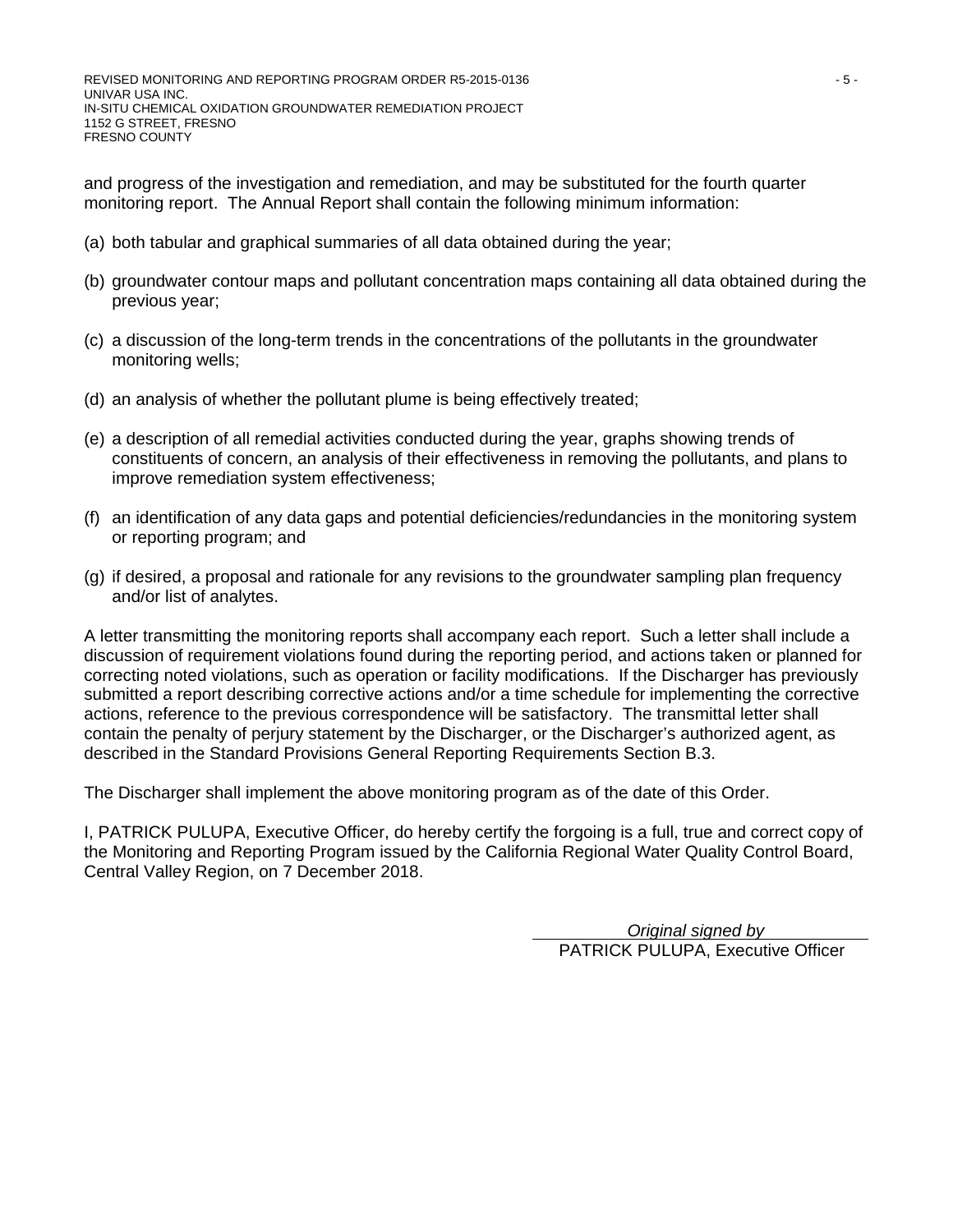and progress of the investigation and remediation, and may be substituted for the fourth quarter monitoring report. The Annual Report shall contain the following minimum information:

(a) both tabular and graphical summaries of all data obtained during the year;

(b) groundwater contour maps and pollutant concentration maps containing all data obtained during the previous year;

(c) a discussion of the long-term trends in the concentrations of the pollutants in the groundwater monitoring wells;

(d) an analysis of whether the pollutant plume is being effectively treated;

(e) a description of all remedial activities conducted during the year, graphs showing trends of constituents of concern, an analysis of their effectiveness in removing the pollutants, and plans to improve remediation system effectiveness;

(f) an identification of any data gaps and potential deficiencies/redundancies in the monitoring system or reporting program; and

(g) if desired, a proposal and rationale for any revisions to the groundwater sampling plan frequency and/or list of analytes.

A letter transmitting the monitoring reports shall accompany each report. Such a letter shall include a discussion of requirement violations found during the reporting period, and actions taken or planned for correcting noted violations, such as operation or facility modifications. If the Discharger has previously submitted a report describing corrective actions and/or a time schedule for implementing the corrective actions, reference to the previous correspondence will be satisfactory. The transmittal letter shall contain the penalty of perjury statement by the Discharger, or the Discharger's authorized agent, as described in the Standard Provisions General Reporting Requirements Section B.3.

The Discharger shall implement the above monitoring program as of the date of this Order.

I, PATRICK PULUPA, Executive Officer, do hereby certify the forgoing is a full, true and correct copy of the Monitoring and Reporting Program issued by the California Regional Water Quality Control Board, Central Valley Region, on 7 December 2018.

*Original signed by*
PATRICK PULUPA, Executive Officer